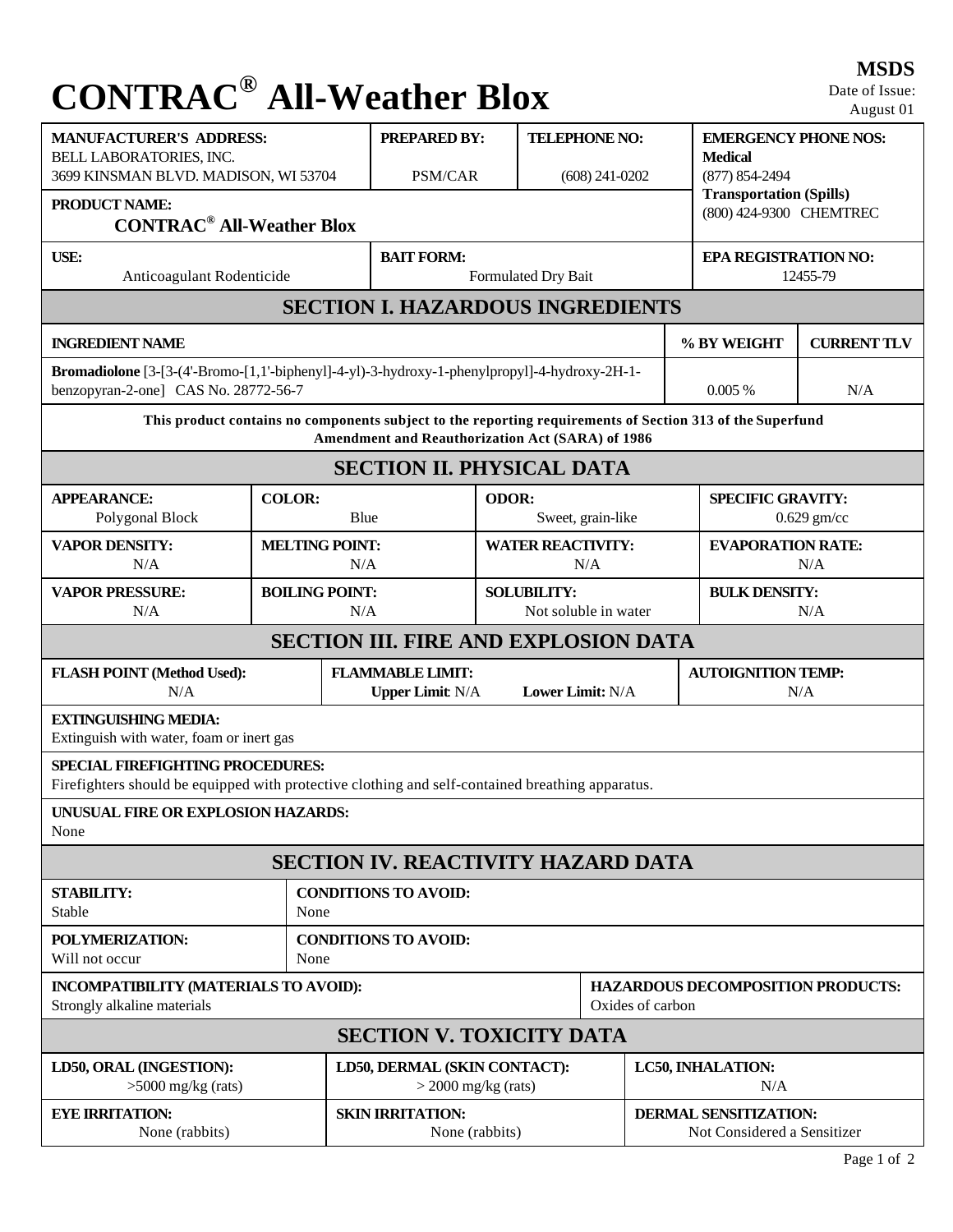# CONTRAC® All-Weather Blox

**MSDS**
Date of Issue: August 01

| MANUFACTURER'S ADDRESS: | PREPARED BY: | TELEPHONE NO: | EMERGENCY PHONE NOS: |
|---|---|---|---|
| BELL LABORATORIES, INC. 3699 KINSMAN BLVD. MADISON, WI 53704 | PSM/CAR | (608) 241-0202 | **Medical** (877) 854-2494 **Transportation (Spills)** (800) 424-9300 CHEMTREC |

**PRODUCT NAME:** CONTRAC® All-Weather Blox

| USE: | BAIT FORM: | EPA REGISTRATION NO: |
|---|---|---|
| Anticoagulant Rodenticide | Formulated Dry Bait | 12455-79 |

## SECTION I. HAZARDOUS INGREDIENTS

| INGREDIENT NAME | % BY WEIGHT | CURRENT TLV |
|---|---|---|
| **Bromadiolone** [3-[3-(4'-Bromo-[1,1'-biphenyl]-4-yl)-3-hydroxy-1-phenylpropyl]-4-hydroxy-2H-1-benzopyran-2-one] CAS No. 28772-56-7 | 0.005 % | N/A |

**This product contains no components subject to the reporting requirements of Section 313 of the Superfund Amendment and Reauthorization Act (SARA) of 1986**

## SECTION II. PHYSICAL DATA

| APPEARANCE: | COLOR: | ODOR: | SPECIFIC GRAVITY: |
|---|---|---|---|
| Polygonal Block | Blue | Sweet, grain-like | 0.629 gm/cc |
| **VAPOR DENSITY:** | **MELTING POINT:** | **WATER REACTIVITY:** | **EVAPORATION RATE:** |
| N/A | N/A | N/A | N/A |
| **VAPOR PRESSURE:** | **BOILING POINT:** | **SOLUBILITY:** | **BULK DENSITY:** |
| N/A | N/A | Not soluble in water | N/A |

## SECTION III. FIRE AND EXPLOSION DATA

| FLASH POINT (Method Used): | FLAMMABLE LIMIT: | AUTOIGNITION TEMP: |
|---|---|---|
| N/A | **Upper Limit**: N/A **Lower Limit:** N/A | N/A |

**EXTINGUISHING MEDIA:**
Extinguish with water, foam or inert gas

**SPECIAL FIREFIGHTING PROCEDURES:**
Firefighters should be equipped with protective clothing and self-contained breathing apparatus.

**UNUSUAL FIRE OR EXPLOSION HAZARDS:**
None

## SECTION IV. REACTIVITY HAZARD DATA

| STABILITY: | CONDITIONS TO AVOID: |
|---|---|
| Stable | None |
| **POLYMERIZATION:** | **CONDITIONS TO AVOID:** |
| Will not occur | None |

| INCOMPATIBILITY (MATERIALS TO AVOID): | HAZARDOUS DECOMPOSITION PRODUCTS: |
|---|---|
| Strongly alkaline materials | Oxides of carbon |

## SECTION V. TOXICITY DATA

| LD50, ORAL (INGESTION): | LD50, DERMAL (SKIN CONTACT): | LC50, INHALATION: |
|---|---|---|
| >5000 mg/kg (rats) | > 2000 mg/kg (rats) | N/A |
| **EYE IRRITATION:** | **SKIN IRRITATION:** | **DERMAL SENSITIZATION:** |
| None (rabbits) | None (rabbits) | Not Considered a Sensitizer |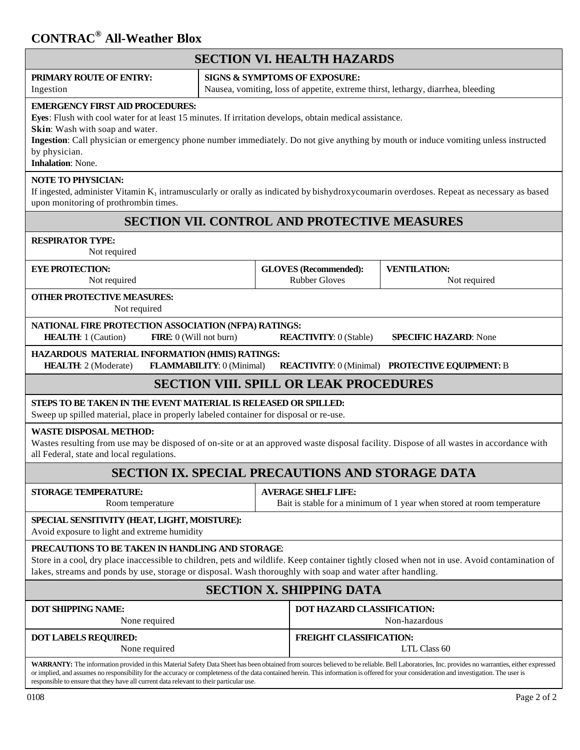# CONTRAC® All-Weather Blox

## SECTION VI. HEALTH HAZARDS

**PRIMARY ROUTE OF ENTRY:**
Ingestion

**SIGNS & SYMPTOMS OF EXPOSURE:**
Nausea, vomiting, loss of appetite, extreme thirst, lethargy, diarrhea, bleeding

**EMERGENCY FIRST AID PROCEDURES:**
**Eyes**: Flush with cool water for at least 15 minutes. If irritation develops, obtain medical assistance.
**Skin**: Wash with soap and water.
**Ingestion**: Call physician or emergency phone number immediately. Do not give anything by mouth or induce vomiting unless instructed by physician.
**Inhalation**: None.

**NOTE TO PHYSICIAN:**
If ingested, administer Vitamin $K_1$ intramuscularly or orally as indicated by bishydroxycoumarin overdoses. Repeat as necessary as based upon monitoring of prothrombin times.

## SECTION VII. CONTROL AND PROTECTIVE MEASURES

**RESPIRATOR TYPE:**
Not required

| EYE PROTECTION: | GLOVES (Recommended): | VENTILATION: |
|---|---|---|
| Not required | Rubber Gloves | Not required |

**OTHER PROTECTIVE MEASURES:**
Not required

**NATIONAL FIRE PROTECTION ASSOCIATION (NFPA) RATINGS:**
**HEALTH**: 1 (Caution) **FIRE**: 0 (Will not burn) **REACTIVITY**: 0 (Stable) **SPECIFIC HAZARD**: None

**HAZARDOUS MATERIAL INFORMATION (HMIS) RATINGS:**
**HEALTH**: 2 (Moderate) **FLAMMABILITY**: 0 (Minimal) **REACTIVITY**: 0 (Minimal) **PROTECTIVE EQUIPMENT:** B

## SECTION VIII. SPILL OR LEAK PROCEDURES

**STEPS TO BE TAKEN IN THE EVENT MATERIAL IS RELEASED OR SPILLED:**
Sweep up spilled material, place in properly labeled container for disposal or re-use.

**WASTE DISPOSAL METHOD:**
Wastes resulting from use may be disposed of on-site or at an approved waste disposal facility. Dispose of all wastes in accordance with all Federal, state and local regulations.

## SECTION IX. SPECIAL PRECAUTIONS AND STORAGE DATA

| STORAGE TEMPERATURE: | AVERAGE SHELF LIFE: |
|---|---|
| Room temperature | Bait is stable for a minimum of 1 year when stored at room temperature |

**SPECIAL SENSITIVITY (HEAT, LIGHT, MOISTURE):**
Avoid exposure to light and extreme humidity

**PRECAUTIONS TO BE TAKEN IN HANDLING AND STORAGE**:
Store in a cool, dry place inaccessible to children, pets and wildlife. Keep container tightly closed when not in use. Avoid contamination of lakes, streams and ponds by use, storage or disposal. Wash thoroughly with soap and water after handling.

## SECTION X. SHIPPING DATA

| DOT SHIPPING NAME: | DOT HAZARD CLASSIFICATION: |
|---|---|
| None required | Non-hazardous |
| **DOT LABELS REQUIRED:** | **FREIGHT CLASSIFICATION:** |
| None required | LTL Class 60 |

**WARRANTY:** The information provided in this Material Safety Data Sheet has been obtained from sources believed to be reliable. Bell Laboratories, Inc. provides no warranties, either expressed or implied, and assumes no responsibility for the accuracy or completeness of the data contained herein. This information is offered for your consideration and investigation. The user is responsible to ensure that they have all current data relevant to their particular use.

0108